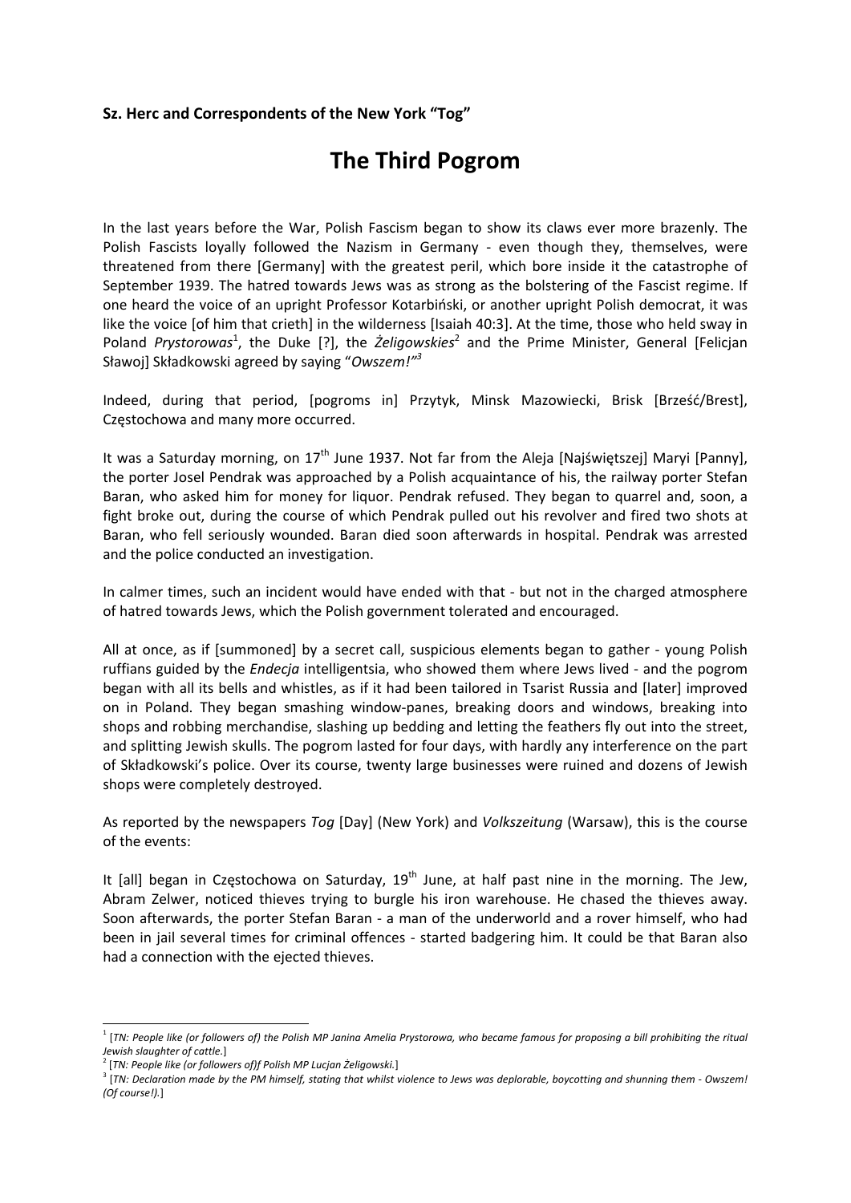**Sz. Herc and Correspondents of the New York "Tog"**

# The Third Pogrom

In the last years before the War, Polish Fascism began to show its claws ever more brazenly. The Polish Fascists loyally followed the Nazism in Germany - even though they, themselves, were threatened from there [Germany] with the greatest peril, which bore inside it the catastrophe of September 1939. The hatred towards Jews was as strong as the bolstering of the Fascist regime. If one heard the voice of an upright Professor Kotarbiński, or another upright Polish democrat, it was like the voice [of him that crieth] in the wilderness [Isaiah 40:3]. At the time, those who held sway in Poland *Prystorowas*[1], the Duke [?], the *Żeligowskies*[2] and the Prime Minister, General [Felicjan Sławoj] Składkowski agreed by saying "*Owszem!"*[3]

Indeed, during that period, [pogroms in] Przytyk, Minsk Mazowiecki, Brisk [Brześć/Brest], Częstochowa and many more occurred.

It was a Saturday morning, on 17th June 1937. Not far from the Aleja [Najświętszej] Maryi [Panny], the porter Josel Pendrak was approached by a Polish acquaintance of his, the railway porter Stefan Baran, who asked him for money for liquor. Pendrak refused. They began to quarrel and, soon, a fight broke out, during the course of which Pendrak pulled out his revolver and fired two shots at Baran, who fell seriously wounded. Baran died soon afterwards in hospital. Pendrak was arrested and the police conducted an investigation.

In calmer times, such an incident would have ended with that - but not in the charged atmosphere of hatred towards Jews, which the Polish government tolerated and encouraged.

All at once, as if [summoned] by a secret call, suspicious elements began to gather - young Polish ruffians guided by the *Endecja* intelligentsia, who showed them where Jews lived - and the pogrom began with all its bells and whistles, as if it had been tailored in Tsarist Russia and [later] improved on in Poland. They began smashing window-panes, breaking doors and windows, breaking into shops and robbing merchandise, slashing up bedding and letting the feathers fly out into the street, and splitting Jewish skulls. The pogrom lasted for four days, with hardly any interference on the part of Składkowski's police. Over its course, twenty large businesses were ruined and dozens of Jewish shops were completely destroyed.

As reported by the newspapers *Tog* [Day] (New York) and *Volkszeitung* (Warsaw), this is the course of the events:

It [all] began in Częstochowa on Saturday, 19th June, at half past nine in the morning. The Jew, Abram Zelwer, noticed thieves trying to burgle his iron warehouse. He chased the thieves away. Soon afterwards, the porter Stefan Baran - a man of the underworld and a rover himself, who had been in jail several times for criminal offences - started badgering him. It could be that Baran also had a connection with the ejected thieves.

---

[1] [*TN: People like (or followers of) the Polish MP Janina Amelia Prystorowa, who became famous for proposing a bill prohibiting the ritual Jewish slaughter of cattle.*]

[2] [*TN: People like (or followers of)f Polish MP Lucjan Żeligowski.*]

[3] [*TN: Declaration made by the PM himself, stating that whilst violence to Jews was deplorable, boycotting and shunning them - Owszem! (Of course!).*]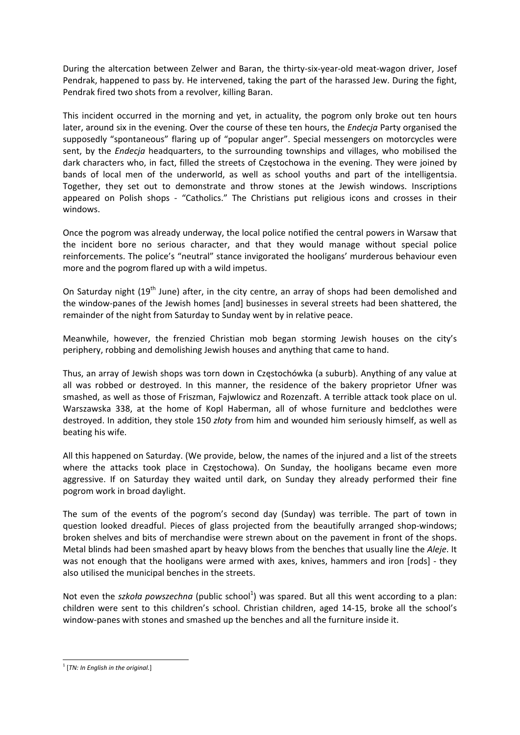During the altercation between Zelwer and Baran, the thirty-six-year-old meat-wagon driver, Josef Pendrak, happened to pass by. He intervened, taking the part of the harassed Jew. During the fight, Pendrak fired two shots from a revolver, killing Baran.

This incident occurred in the morning and yet, in actuality, the pogrom only broke out ten hours later, around six in the evening. Over the course of these ten hours, the *Endecja* Party organised the supposedly "spontaneous" flaring up of "popular anger". Special messengers on motorcycles were sent, by the *Endecja* headquarters, to the surrounding townships and villages, who mobilised the dark characters who, in fact, filled the streets of Częstochowa in the evening. They were joined by bands of local men of the underworld, as well as school youths and part of the intelligentsia. Together, they set out to demonstrate and throw stones at the Jewish windows. Inscriptions appeared on Polish shops - "Catholics." The Christians put religious icons and crosses in their windows.

Once the pogrom was already underway, the local police notified the central powers in Warsaw that the incident bore no serious character, and that they would manage without special police reinforcements. The police's "neutral" stance invigorated the hooligans' murderous behaviour even more and the pogrom flared up with a wild impetus.

On Saturday night (19th June) after, in the city centre, an array of shops had been demolished and the window-panes of the Jewish homes [and] businesses in several streets had been shattered, the remainder of the night from Saturday to Sunday went by in relative peace.

Meanwhile, however, the frenzied Christian mob began storming Jewish houses on the city's periphery, robbing and demolishing Jewish houses and anything that came to hand.

Thus, an array of Jewish shops was torn down in Częstochówka (a suburb). Anything of any value at all was robbed or destroyed. In this manner, the residence of the bakery proprietor Ufner was smashed, as well as those of Friszman, Fajwlowicz and Rozenzaft. A terrible attack took place on ul. Warszawska 338, at the home of Kopl Haberman, all of whose furniture and bedclothes were destroyed. In addition, they stole 150 *złoty* from him and wounded him seriously himself, as well as beating his wife.

All this happened on Saturday. (We provide, below, the names of the injured and a list of the streets where the attacks took place in Częstochowa). On Sunday, the hooligans became even more aggressive. If on Saturday they waited until dark, on Sunday they already performed their fine pogrom work in broad daylight.

The sum of the events of the pogrom's second day (Sunday) was terrible. The part of town in question looked dreadful. Pieces of glass projected from the beautifully arranged shop-windows; broken shelves and bits of merchandise were strewn about on the pavement in front of the shops. Metal blinds had been smashed apart by heavy blows from the benches that usually line the *Aleje*. It was not enough that the hooligans were armed with axes, knives, hammers and iron [rods] - they also utilised the municipal benches in the streets.

Not even the *szkoła powszechna* (public school[1]) was spared. But all this went according to a plan: children were sent to this children's school. Christian children, aged 14-15, broke all the school's window-panes with stones and smashed up the benches and all the furniture inside it.

---

[1] [*TN: In English in the original.*]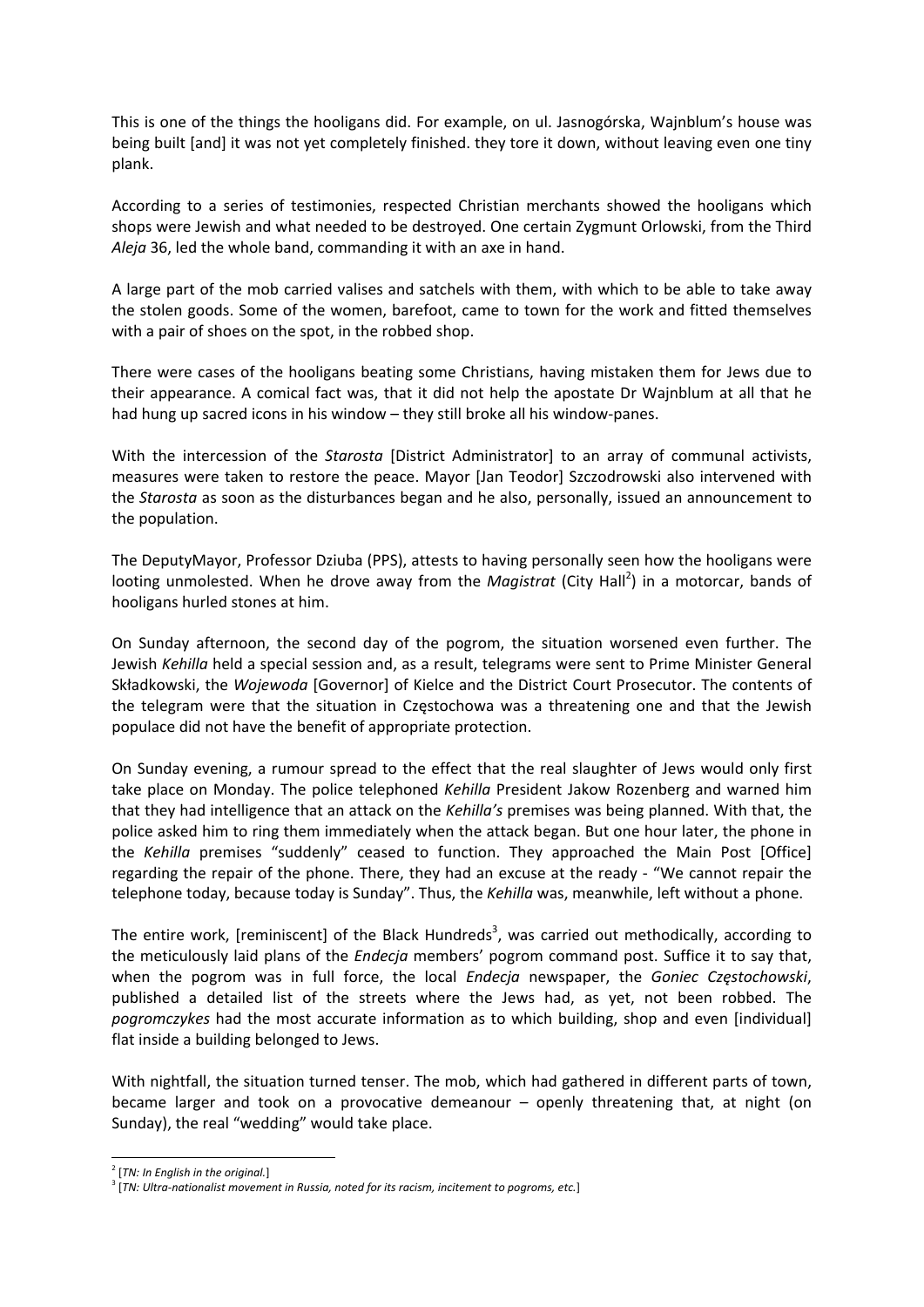This is one of the things the hooligans did. For example, on ul. Jasnogórska, Wajnblum's house was being built [and] it was not yet completely finished. they tore it down, without leaving even one tiny plank.

According to a series of testimonies, respected Christian merchants showed the hooligans which shops were Jewish and what needed to be destroyed. One certain Zygmunt Orlowski, from the Third *Aleja* 36, led the whole band, commanding it with an axe in hand.

A large part of the mob carried valises and satchels with them, with which to be able to take away the stolen goods. Some of the women, barefoot, came to town for the work and fitted themselves with a pair of shoes on the spot, in the robbed shop.

There were cases of the hooligans beating some Christians, having mistaken them for Jews due to their appearance. A comical fact was, that it did not help the apostate Dr Wajnblum at all that he had hung up sacred icons in his window – they still broke all his window-panes.

With the intercession of the *Starosta* [District Administrator] to an array of communal activists, measures were taken to restore the peace. Mayor [Jan Teodor] Szczodrowski also intervened with the *Starosta* as soon as the disturbances began and he also, personally, issued an announcement to the population.

The DeputyMayor, Professor Dziuba (PPS), attests to having personally seen how the hooligans were looting unmolested. When he drove away from the *Magistrat* (City Hall[2]) in a motorcar, bands of hooligans hurled stones at him.

On Sunday afternoon, the second day of the pogrom, the situation worsened even further. The Jewish *Kehilla* held a special session and, as a result, telegrams were sent to Prime Minister General Składkowski, the *Wojewoda* [Governor] of Kielce and the District Court Prosecutor. The contents of the telegram were that the situation in Częstochowa was a threatening one and that the Jewish populace did not have the benefit of appropriate protection.

On Sunday evening, a rumour spread to the effect that the real slaughter of Jews would only first take place on Monday. The police telephoned *Kehilla* President Jakow Rozenberg and warned him that they had intelligence that an attack on the *Kehilla's* premises was being planned. With that, the police asked him to ring them immediately when the attack began. But one hour later, the phone in the *Kehilla* premises "suddenly" ceased to function. They approached the Main Post [Office] regarding the repair of the phone. There, they had an excuse at the ready - "We cannot repair the telephone today, because today is Sunday". Thus, the *Kehilla* was, meanwhile, left without a phone.

The entire work, [reminiscent] of the Black Hundreds[3], was carried out methodically, according to the meticulously laid plans of the *Endecja* members' pogrom command post. Suffice it to say that, when the pogrom was in full force, the local *Endecja* newspaper, the *Goniec Częstochowski*, published a detailed list of the streets where the Jews had, as yet, not been robbed. The *pogromczykes* had the most accurate information as to which building, shop and even [individual] flat inside a building belonged to Jews.

With nightfall, the situation turned tenser. The mob, which had gathered in different parts of town, became larger and took on a provocative demeanour – openly threatening that, at night (on Sunday), the real "wedding" would take place.

---

[2] [*TN: In English in the original.*]

[3] [*TN: Ultra-nationalist movement in Russia, noted for its racism, incitement to pogroms, etc.*]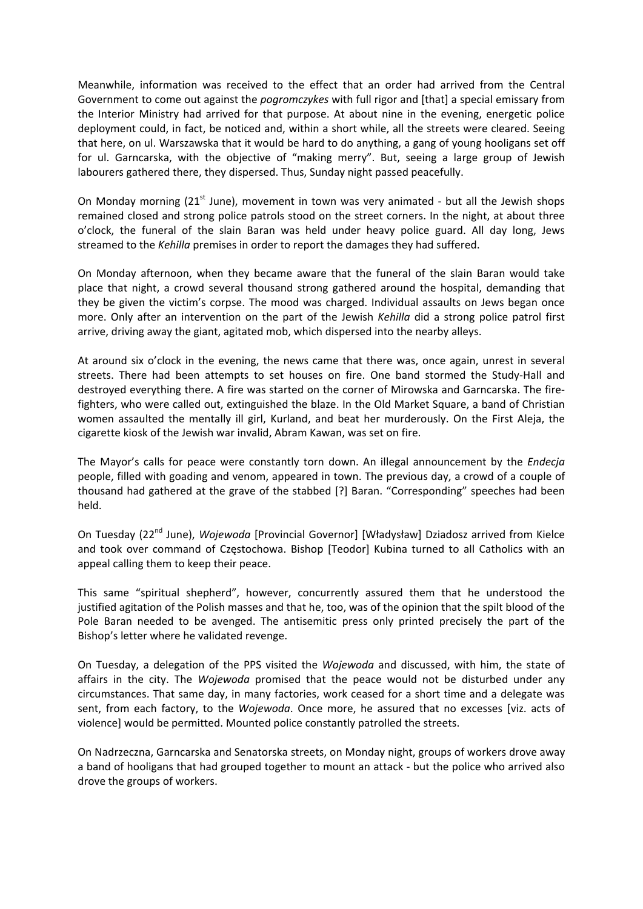Meanwhile, information was received to the effect that an order had arrived from the Central Government to come out against the *pogromczykes* with full rigor and [that] a special emissary from the Interior Ministry had arrived for that purpose. At about nine in the evening, energetic police deployment could, in fact, be noticed and, within a short while, all the streets were cleared. Seeing that here, on ul. Warszawska that it would be hard to do anything, a gang of young hooligans set off for ul. Garncarska, with the objective of "making merry". But, seeing a large group of Jewish labourers gathered there, they dispersed. Thus, Sunday night passed peacefully.

On Monday morning (21st June), movement in town was very animated - but all the Jewish shops remained closed and strong police patrols stood on the street corners. In the night, at about three o'clock, the funeral of the slain Baran was held under heavy police guard. All day long, Jews streamed to the *Kehilla* premises in order to report the damages they had suffered.

On Monday afternoon, when they became aware that the funeral of the slain Baran would take place that night, a crowd several thousand strong gathered around the hospital, demanding that they be given the victim's corpse. The mood was charged. Individual assaults on Jews began once more. Only after an intervention on the part of the Jewish *Kehilla* did a strong police patrol first arrive, driving away the giant, agitated mob, which dispersed into the nearby alleys.

At around six o'clock in the evening, the news came that there was, once again, unrest in several streets. There had been attempts to set houses on fire. One band stormed the Study-Hall and destroyed everything there. A fire was started on the corner of Mirowska and Garncarska. The fire-fighters, who were called out, extinguished the blaze. In the Old Market Square, a band of Christian women assaulted the mentally ill girl, Kurland, and beat her murderously. On the First Aleja, the cigarette kiosk of the Jewish war invalid, Abram Kawan, was set on fire.

The Mayor's calls for peace were constantly torn down. An illegal announcement by the *Endecja* people, filled with goading and venom, appeared in town. The previous day, a crowd of a couple of thousand had gathered at the grave of the stabbed [?] Baran. "Corresponding" speeches had been held.

On Tuesday (22nd June), *Wojewoda* [Provincial Governor] [Władysław] Dziadosz arrived from Kielce and took over command of Częstochowa. Bishop [Teodor] Kubina turned to all Catholics with an appeal calling them to keep their peace.

This same "spiritual shepherd", however, concurrently assured them that he understood the justified agitation of the Polish masses and that he, too, was of the opinion that the spilt blood of the Pole Baran needed to be avenged. The antisemitic press only printed precisely the part of the Bishop's letter where he validated revenge.

On Tuesday, a delegation of the PPS visited the *Wojewoda* and discussed, with him, the state of affairs in the city. The *Wojewoda* promised that the peace would not be disturbed under any circumstances. That same day, in many factories, work ceased for a short time and a delegate was sent, from each factory, to the *Wojewoda*. Once more, he assured that no excesses [viz. acts of violence] would be permitted. Mounted police constantly patrolled the streets.

On Nadrzeczna, Garncarska and Senatorska streets, on Monday night, groups of workers drove away a band of hooligans that had grouped together to mount an attack - but the police who arrived also drove the groups of workers.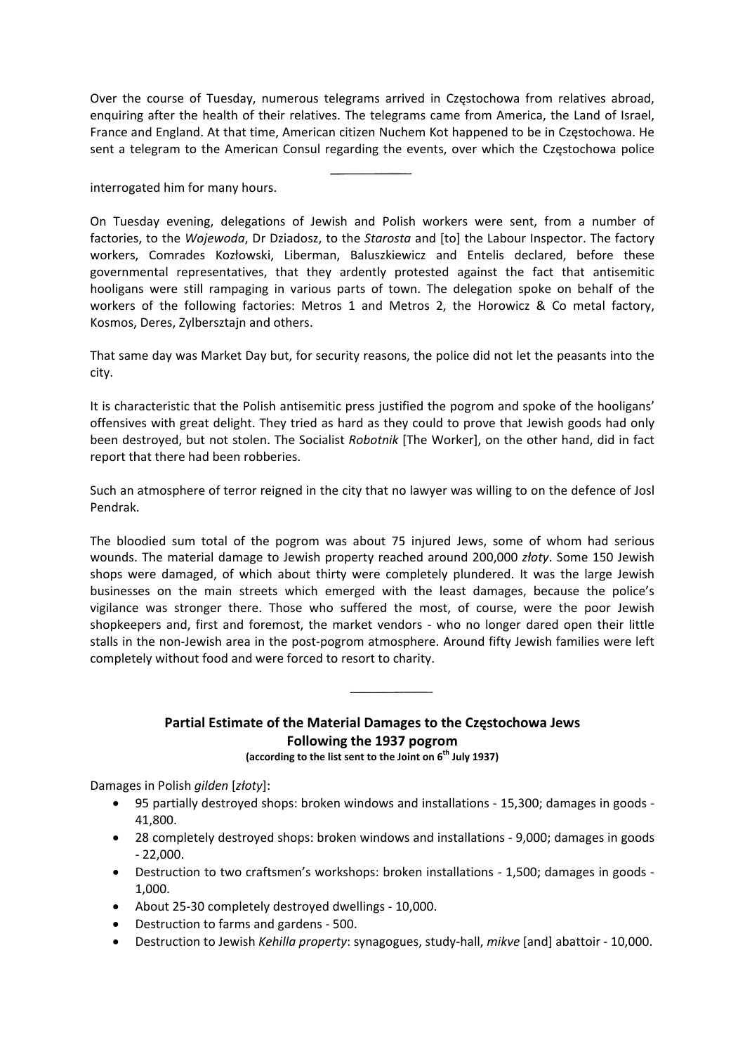Over the course of Tuesday, numerous telegrams arrived in Częstochowa from relatives abroad, enquiring after the health of their relatives. The telegrams came from America, the Land of Israel, France and England. At that time, American citizen Nuchem Kot happened to be in Częstochowa. He sent a telegram to the American Consul regarding the events, over which the Częstochowa police

---

interrogated him for many hours.

On Tuesday evening, delegations of Jewish and Polish workers were sent, from a number of factories, to the *Wojewoda*, Dr Dziadosz, to the *Starosta* and [to] the Labour Inspector. The factory workers, Comrades Kozłowski, Liberman, Baluszkiewicz and Entelis declared, before these governmental representatives, that they ardently protested against the fact that antisemitic hooligans were still rampaging in various parts of town. The delegation spoke on behalf of the workers of the following factories: Metros 1 and Metros 2, the Horowicz & Co metal factory, Kosmos, Deres, Zylbersztajn and others.

That same day was Market Day but, for security reasons, the police did not let the peasants into the city.

It is characteristic that the Polish antisemitic press justified the pogrom and spoke of the hooligans' offensives with great delight. They tried as hard as they could to prove that Jewish goods had only been destroyed, but not stolen. The Socialist *Robotnik* [The Worker], on the other hand, did in fact report that there had been robberies.

Such an atmosphere of terror reigned in the city that no lawyer was willing to on the defence of Josl Pendrak.

The bloodied sum total of the pogrom was about 75 injured Jews, some of whom had serious wounds. The material damage to Jewish property reached around 200,000 *złoty*. Some 150 Jewish shops were damaged, of which about thirty were completely plundered. It was the large Jewish businesses on the main streets which emerged with the least damages, because the police's vigilance was stronger there. Those who suffered the most, of course, were the poor Jewish shopkeepers and, first and foremost, the market vendors - who no longer dared open their little stalls in the non-Jewish area in the post-pogrom atmosphere. Around fifty Jewish families were left completely without food and were forced to resort to charity.

---

### Partial Estimate of the Material Damages to the Częstochowa Jews Following the 1937 pogrom

**(according to the list sent to the Joint on 6th July 1937)**

Damages in Polish *gilden* [*złoty*]:

- 95 partially destroyed shops: broken windows and installations - 15,300; damages in goods - 41,800.
- 28 completely destroyed shops: broken windows and installations - 9,000; damages in goods - 22,000.
- Destruction to two craftsmen's workshops: broken installations - 1,500; damages in goods - 1,000.
- About 25-30 completely destroyed dwellings - 10,000.
- Destruction to farms and gardens - 500.
- Destruction to Jewish *Kehilla property*: synagogues, study-hall, *mikve* [and] abattoir - 10,000.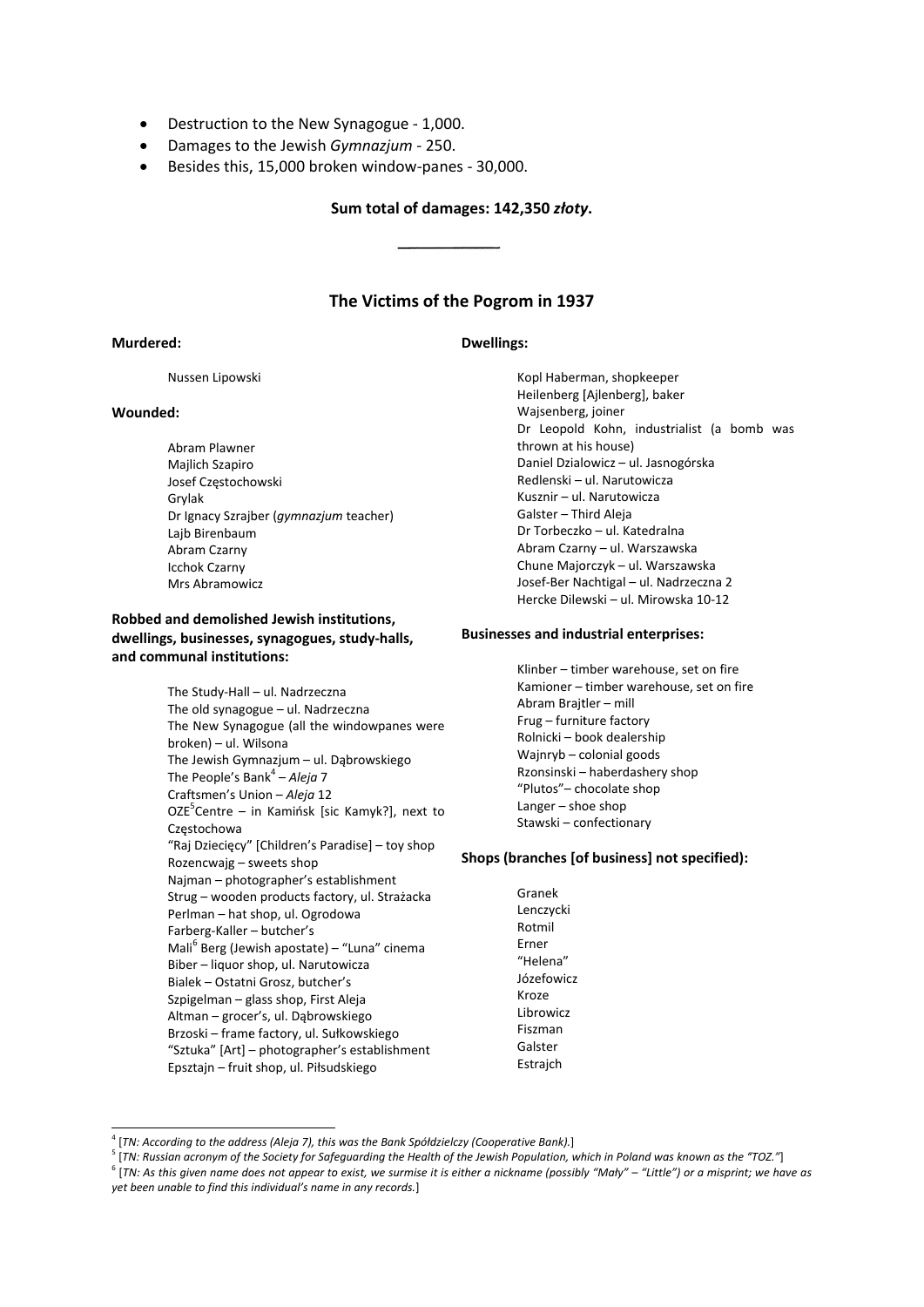- Destruction to the New Synagogue - 1,000.
- Damages to the Jewish *Gymnazjum* - 250.
- Besides this, 15,000 broken window-panes - 30,000.

**Sum total of damages: 142,350 *złoty*.**

---

## The Victims of the Pogrom in 1937

**Murdered:**

Nussen Lipowski

**Wounded:**

Abram Plawner
Majlich Szapiro
Josef Częstochowski
Grylak
Dr Ignacy Szrajber (*gymnazjum* teacher)
Lajb Birenbaum
Abram Czarny
Icchok Czarny
Mrs Abramowicz

**Robbed and demolished Jewish institutions, dwellings, businesses, synagogues, study-halls, and communal institutions:**

The Study-Hall – ul. Nadrzeczna
The old synagogue – ul. Nadrzeczna
The New Synagogue (all the windowpanes were broken) – ul. Wilsona
The Jewish Gymnazjum – ul. Dąbrowskiego
The People's Bank[4] – *Aleja* 7
Craftsmen's Union – *Aleja* 12
OZE[5]Centre – in Kamińsk [sic Kamyk?], next to Częstochowa
"Raj Dziecięcy" [Children's Paradise] – toy shop
Rozencwajg – sweets shop
Najman – photographer's establishment
Strug – wooden products factory, ul. Strażacka
Perlman – hat shop, ul. Ogrodowa
Farberg-Kaller – butcher's
Mali[6] Berg (Jewish apostate) – "Luna" cinema
Biber – liquor shop, ul. Narutowicza
Bialek – Ostatni Grosz, butcher's
Szpigelman – glass shop, First Aleja
Altman – grocer's, ul. Dąbrowskiego
Brzoski – frame factory, ul. Sułkowskiego
"Sztuka" [Art] – photographer's establishment
Epsztajn – fruit shop, ul. Piłsudskiego

**Dwellings:**

Kopl Haberman, shopkeeper
Heilenberg [Ajlenberg], baker
Wajsenberg, joiner
Dr Leopold Kohn, industrialist (a bomb was thrown at his house)
Daniel Dzialowicz – ul. Jasnogórska
Redlenski – ul. Narutowicza
Kusznir – ul. Narutowicza
Galster – Third Aleja
Dr Torbeczko – ul. Katedralna
Abram Czarny – ul. Warszawska
Chune Majorczyk – ul. Warszawska
Josef-Ber Nachtigal – ul. Nadrzeczna 2
Hercke Dilewski – ul. Mirowska 10-12

**Businesses and industrial enterprises:**

Klinber – timber warehouse, set on fire
Kamioner – timber warehouse, set on fire
Abram Brajtler – mill
Frug – furniture factory
Rolnicki – book dealership
Wajnryb – colonial goods
Rzonsinski – haberdashery shop
"Plutos"– chocolate shop
Langer – shoe shop
Stawski – confectionary

**Shops (branches [of business] not specified):**

Granek
Lenczycki
Rotmil
Erner
"Helena"
Józefowicz
Kroze
Librowicz
Fiszman
Galster
Estrajch

---

[4] [*TN: According to the address (Aleja 7), this was the Bank Spółdzielczy (Cooperative Bank).*]

[5] [*TN: Russian acronym of the Society for Safeguarding the Health of the Jewish Population, which in Poland was known as the "TOZ."*]

[6] [*TN: As this given name does not appear to exist, we surmise it is either a nickname (possibly "Mały" – "Little") or a misprint; we have as yet been unable to find this individual's name in any records.*]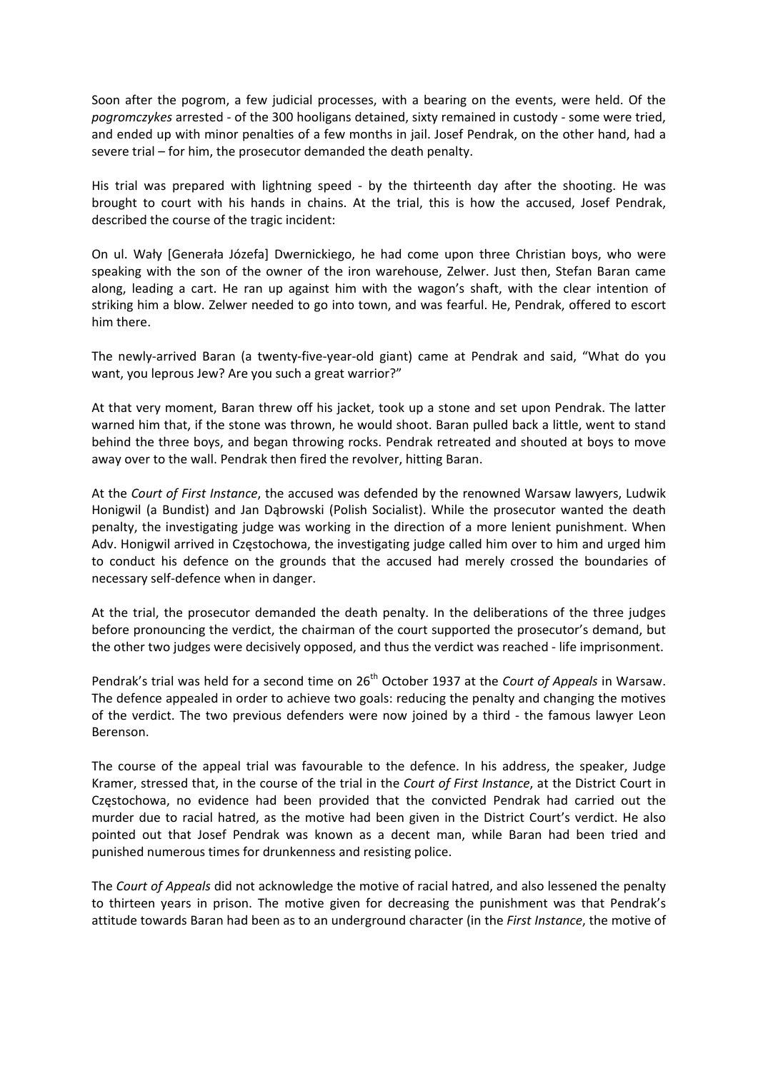Soon after the pogrom, a few judicial processes, with a bearing on the events, were held. Of the *pogromczykes* arrested - of the 300 hooligans detained, sixty remained in custody - some were tried, and ended up with minor penalties of a few months in jail. Josef Pendrak, on the other hand, had a severe trial – for him, the prosecutor demanded the death penalty.

His trial was prepared with lightning speed - by the thirteenth day after the shooting. He was brought to court with his hands in chains. At the trial, this is how the accused, Josef Pendrak, described the course of the tragic incident:

On ul. Wały [Generała Józefa] Dwernickiego, he had come upon three Christian boys, who were speaking with the son of the owner of the iron warehouse, Zelwer. Just then, Stefan Baran came along, leading a cart. He ran up against him with the wagon's shaft, with the clear intention of striking him a blow. Zelwer needed to go into town, and was fearful. He, Pendrak, offered to escort him there.

The newly-arrived Baran (a twenty-five-year-old giant) came at Pendrak and said, "What do you want, you leprous Jew? Are you such a great warrior?"

At that very moment, Baran threw off his jacket, took up a stone and set upon Pendrak. The latter warned him that, if the stone was thrown, he would shoot. Baran pulled back a little, went to stand behind the three boys, and began throwing rocks. Pendrak retreated and shouted at boys to move away over to the wall. Pendrak then fired the revolver, hitting Baran.

At the *Court of First Instance*, the accused was defended by the renowned Warsaw lawyers, Ludwik Honigwil (a Bundist) and Jan Dąbrowski (Polish Socialist). While the prosecutor wanted the death penalty, the investigating judge was working in the direction of a more lenient punishment. When Adv. Honigwil arrived in Częstochowa, the investigating judge called him over to him and urged him to conduct his defence on the grounds that the accused had merely crossed the boundaries of necessary self-defence when in danger.

At the trial, the prosecutor demanded the death penalty. In the deliberations of the three judges before pronouncing the verdict, the chairman of the court supported the prosecutor's demand, but the other two judges were decisively opposed, and thus the verdict was reached - life imprisonment.

Pendrak's trial was held for a second time on 26th October 1937 at the *Court of Appeals* in Warsaw. The defence appealed in order to achieve two goals: reducing the penalty and changing the motives of the verdict. The two previous defenders were now joined by a third - the famous lawyer Leon Berenson.

The course of the appeal trial was favourable to the defence. In his address, the speaker, Judge Kramer, stressed that, in the course of the trial in the *Court of First Instance*, at the District Court in Częstochowa, no evidence had been provided that the convicted Pendrak had carried out the murder due to racial hatred, as the motive had been given in the District Court's verdict. He also pointed out that Josef Pendrak was known as a decent man, while Baran had been tried and punished numerous times for drunkenness and resisting police.

The *Court of Appeals* did not acknowledge the motive of racial hatred, and also lessened the penalty to thirteen years in prison. The motive given for decreasing the punishment was that Pendrak's attitude towards Baran had been as to an underground character (in the *First Instance*, the motive of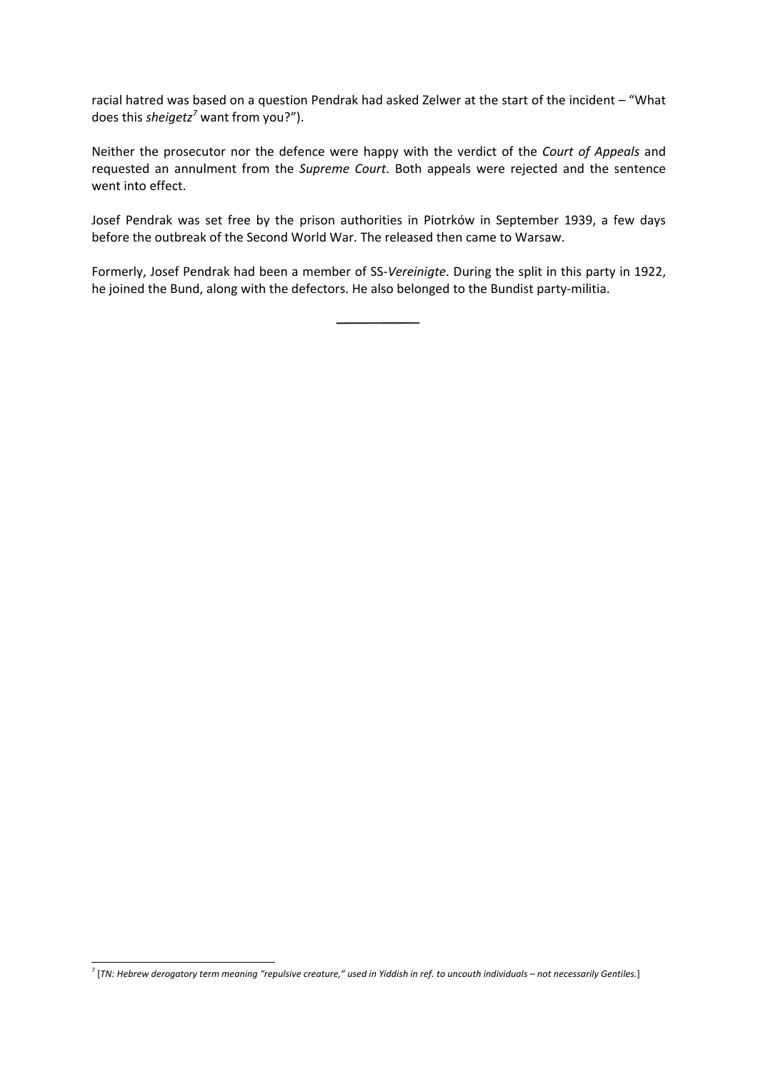racial hatred was based on a question Pendrak had asked Zelwer at the start of the incident – "What does this *sheigetz*[7] want from you?").

Neither the prosecutor nor the defence were happy with the verdict of the *Court of Appeals* and requested an annulment from the *Supreme Court*. Both appeals were rejected and the sentence went into effect.

Josef Pendrak was set free by the prison authorities in Piotrków in September 1939, a few days before the outbreak of the Second World War. The released then came to Warsaw.

Formerly, Josef Pendrak had been a member of SS-*Vereinigte*. During the split in this party in 1922, he joined the Bund, along with the defectors. He also belonged to the Bundist party-militia.

---

[7] [*TN: Hebrew derogatory term meaning "repulsive creature," used in Yiddish in ref. to uncouth individuals – not necessarily Gentiles.*]